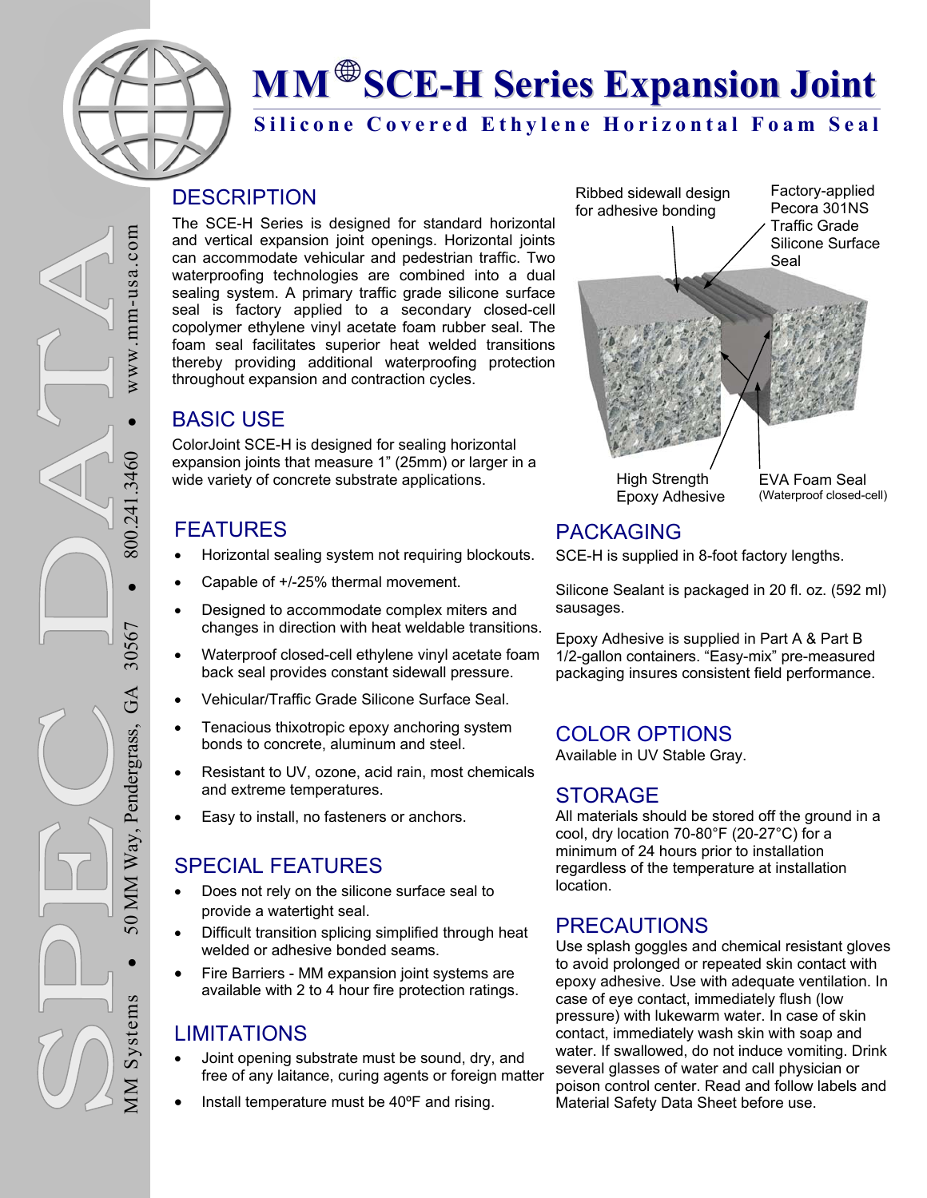# MM® SCE-H Series Expansion Joint

## Silicone Covered Ethylene Horizontal Foam Seal

MM Systems • 50 MM Way, Pendergrass, GA 30567 • 800.241.3460 • www.mm-usa.com

## DESCRIPTION

The SCE-H Series is designed for standard horizontal and vertical expansion joint openings. Horizontal joints can accommodate vehicular and pedestrian traffic. Two waterproofing technologies are combined into a dual sealing system. A primary traffic grade silicone surface seal is factory applied to a secondary closed-cell copolymer ethylene vinyl acetate foam rubber seal. The foam seal facilitates superior heat welded transitions thereby providing additional waterproofing protection throughout expansion and contraction cycles.

Ribbed sidewall design for adhesive bonding

Factory-applied Pecora 301NS Traffic Grade Silicone Surface Seal

High Strength Epoxy Adhesive

EVA Foam Seal (Waterproof closed-cell)

## BASIC USE

ColorJoint SCE-H is designed for sealing horizontal expansion joints that measure 1" (25mm) or larger in a wide variety of concrete substrate applications.

## FEATURES

- Horizontal sealing system not requiring blockouts.
- Capable of +/-25% thermal movement.
- Designed to accommodate complex miters and changes in direction with heat weldable transitions.
- Waterproof closed-cell ethylene vinyl acetate foam back seal provides constant sidewall pressure.
- Vehicular/Traffic Grade Silicone Surface Seal.
- Tenacious thixotropic epoxy anchoring system bonds to concrete, aluminum and steel.
- Resistant to UV, ozone, acid rain, most chemicals and extreme temperatures.
- Easy to install, no fasteners or anchors.

## SPECIAL FEATURES

- Does not rely on the silicone surface seal to provide a watertight seal.
- Difficult transition splicing simplified through heat welded or adhesive bonded seams.
- Fire Barriers - MM expansion joint systems are available with 2 to 4 hour fire protection ratings.

## LIMITATIONS

- Joint opening substrate must be sound, dry, and free of any laitance, curing agents or foreign matter
- Install temperature must be 40ºF and rising.

## PACKAGING

SCE-H is supplied in 8-foot factory lengths.

Silicone Sealant is packaged in 20 fl. oz. (592 ml) sausages.

Epoxy Adhesive is supplied in Part A & Part B 1/2-gallon containers. "Easy-mix" pre-measured packaging insures consistent field performance.

## COLOR OPTIONS

Available in UV Stable Gray.

## STORAGE

All materials should be stored off the ground in a cool, dry location 70-80°F (20-27°C) for a minimum of 24 hours prior to installation regardless of the temperature at installation location.

## PRECAUTIONS

Use splash goggles and chemical resistant gloves to avoid prolonged or repeated skin contact with epoxy adhesive. Use with adequate ventilation. In case of eye contact, immediately flush (low pressure) with lukewarm water. In case of skin contact, immediately wash skin with soap and water. If swallowed, do not induce vomiting. Drink several glasses of water and call physician or poison control center. Read and follow labels and Material Safety Data Sheet before use.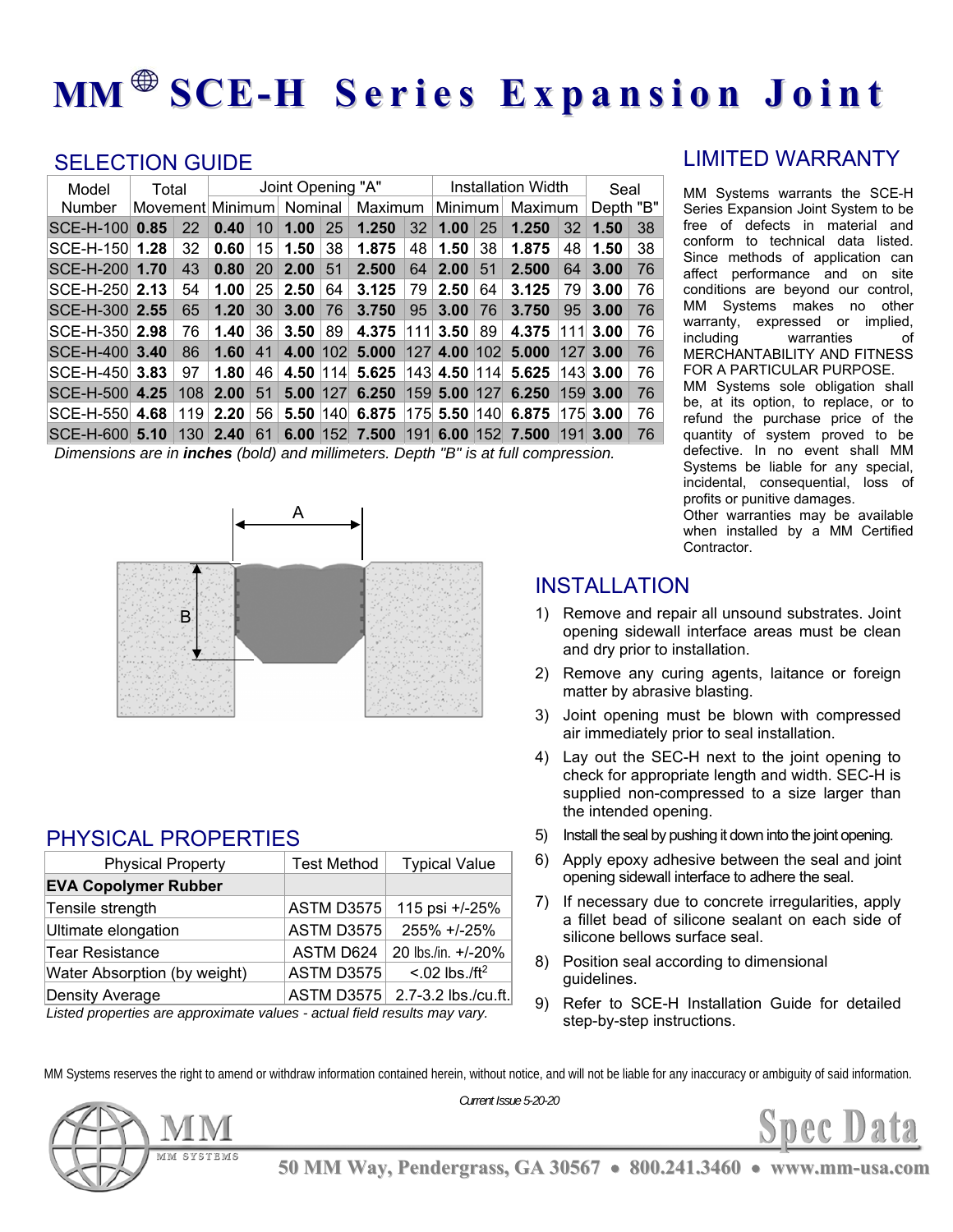# MM SCE-H Series Expansion Joint

## SELECTION GUIDE

| Model Number | Total Movement | | Joint Opening "A" | | | | | | Installation Width | | | | Seal Depth "B" | |
|---|---|---|---|---|---|---|---|---|---|---|---|---|---|---|
| | | | Minimum | | Nominal | | Maximum | | Minimum | | Maximum | | | |
| SCE-H-100 | **0.85** | 22 | **0.40** | 10 | **1.00** | 25 | **1.250** | 32 | **1.00** | 25 | **1.250** | 32 | **1.50** | 38 |
| SCE-H-150 | **1.28** | 32 | **0.60** | 15 | **1.50** | 38 | **1.875** | 48 | **1.50** | 38 | **1.875** | 48 | **1.50** | 38 |
| SCE-H-200 | **1.70** | 43 | **0.80** | 20 | **2.00** | 51 | **2.500** | 64 | **2.00** | 51 | **2.500** | 64 | **3.00** | 76 |
| SCE-H-250 | **2.13** | 54 | **1.00** | 25 | **2.50** | 64 | **3.125** | 79 | **2.50** | 64 | **3.125** | 79 | **3.00** | 76 |
| SCE-H-300 | **2.55** | 65 | **1.20** | 30 | **3.00** | 76 | **3.750** | 95 | **3.00** | 76 | **3.750** | 95 | **3.00** | 76 |
| SCE-H-350 | **2.98** | 76 | **1.40** | 36 | **3.50** | 89 | **4.375** | 111 | **3.50** | 89 | **4.375** | 111 | **3.00** | 76 |
| SCE-H-400 | **3.40** | 86 | **1.60** | 41 | **4.00** | 102 | **5.000** | 127 | **4.00** | 102 | **5.000** | 127 | **3.00** | 76 |
| SCE-H-450 | **3.83** | 97 | **1.80** | 46 | **4.50** | 114 | **5.625** | 143 | **4.50** | 114 | **5.625** | 143 | **3.00** | 76 |
| SCE-H-500 | **4.25** | 108 | **2.00** | 51 | **5.00** | 127 | **6.250** | 159 | **5.00** | 127 | **6.250** | 159 | **3.00** | 76 |
| SCE-H-550 | **4.68** | 119 | **2.20** | 56 | **5.50** | 140 | **6.875** | 175 | **5.50** | 140 | **6.875** | 175 | **3.00** | 76 |
| SCE-H-600 | **5.10** | 130 | **2.40** | 61 | **6.00** | 152 | **7.500** | 191 | **6.00** | 152 | **7.500** | 191 | **3.00** | 76 |

*Dimensions are in **inches** (bold) and millimeters. Depth "B" is at full compression.*

A

B

## LIMITED WARRANTY

MM Systems warrants the SCE-H Series Expansion Joint System to be free of defects in material and conform to technical data listed. Since methods of application can affect performance and on site conditions are beyond our control, MM Systems makes no other warranty, expressed or implied, including warranties of MERCHANTABILITY AND FITNESS FOR A PARTICULAR PURPOSE. MM Systems sole obligation shall be, at its option, to replace, or to refund the purchase price of the quantity of system proved to be defective. In no event shall MM Systems be liable for any special, incidental, consequential, loss of profits or punitive damages. Other warranties may be available when installed by a MM Certified Contractor.

## INSTALLATION

1) Remove and repair all unsound substrates. Joint opening sidewall interface areas must be clean and dry prior to installation.
2) Remove any curing agents, laitance or foreign matter by abrasive blasting.
3) Joint opening must be blown with compressed air immediately prior to seal installation.
4) Lay out the SEC-H next to the joint opening to check for appropriate length and width. SEC-H is supplied non-compressed to a size larger than the intended opening.
5) Install the seal by pushing it down into the joint opening.
6) Apply epoxy adhesive between the seal and joint opening sidewall interface to adhere the seal.
7) If necessary due to concrete irregularities, apply a fillet bead of silicone sealant on each side of silicone bellows surface seal.
8) Position seal according to dimensional guidelines.
9) Refer to SCE-H Installation Guide for detailed step-by-step instructions.

## PHYSICAL PROPERTIES

| Physical Property | Test Method | Typical Value |
|---|---|---|
| **EVA Copolymer Rubber** | | |
| Tensile strength | ASTM D3575 | 115 psi +/-25% |
| Ultimate elongation | ASTM D3575 | 255% +/-25% |
| Tear Resistance | ASTM D624 | 20 lbs./in. +/-20% |
| Water Absorption (by weight) | ASTM D3575 | <.02 lbs./ft$^2$ |
| Density Average | ASTM D3575 | 2.7-3.2 lbs./cu.ft. |

*Listed properties are approximate values - actual field results may vary.*

MM Systems reserves the right to amend or withdraw information contained herein, without notice, and will not be liable for any inaccuracy or ambiguity of said information.

*Current Issue 5-20-20*

MM SYSTEMS — Spec Data

50 MM Way, Pendergrass, GA 30567 • 800.241.3460 • www.mm-usa.com